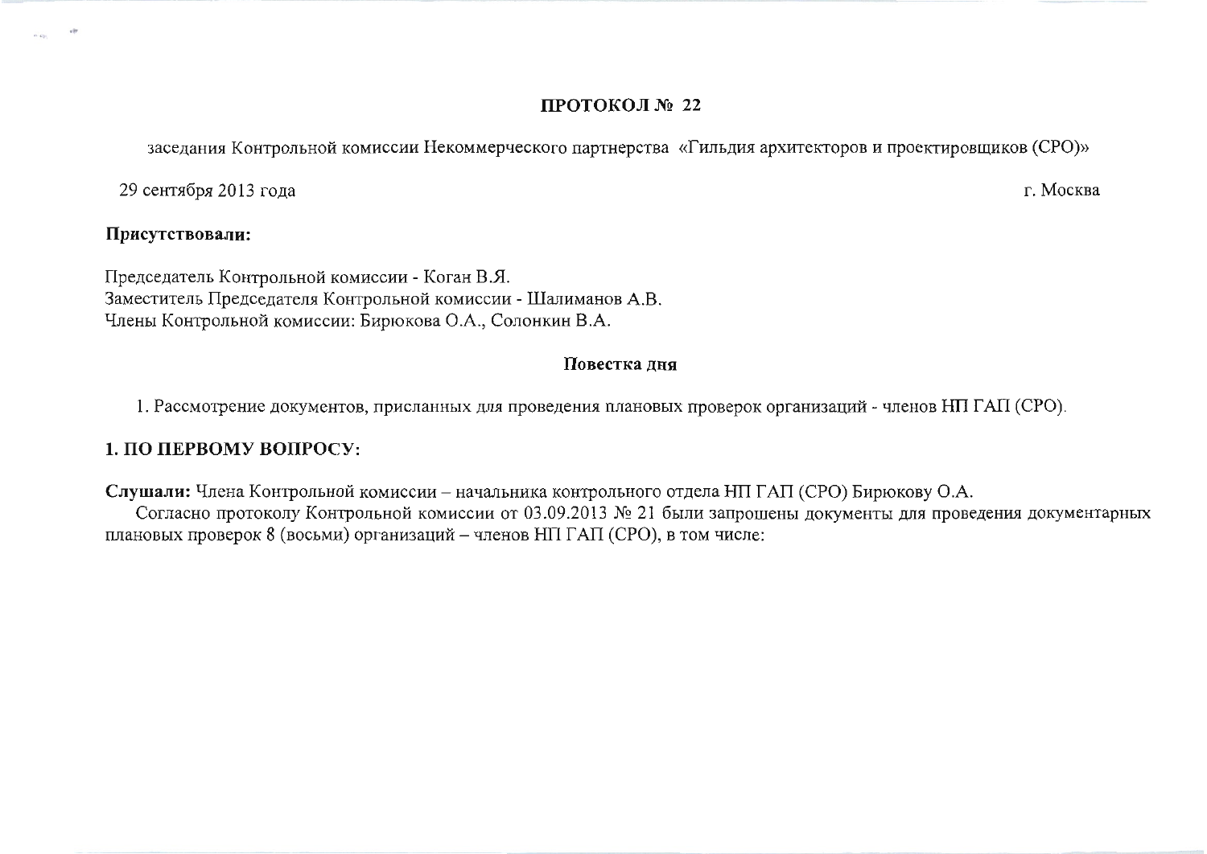# ПРОТОКОЛ № 22

заседания Контрольной комиссии Некоммерческого партнерства «Гильдия архитекторов и проектировщиков (СРО)»

29 сентября 2013 года г. Москва

**Присутствовали:**

Председатель Контрольной комиссии - Коган В.Я.
Заместитель Председателя Контрольной комиссии - Шалиманов А.В.
Члены Контрольной комиссии: Бирюкова О.А., Солонкин В.А.

**Повестка дня**

1. Рассмотрение документов, присланных для проведения плановых проверок организаций - членов НП ГАП (СРО).

## 1. ПО ПЕРВОМУ ВОПРОСУ:

**Слушали:** Члена Контрольной комиссии – начальника контрольного отдела НП ГАП (СРО) Бирюкову О.А.

Согласно протоколу Контрольной комиссии от 03.09.2013 № 21 были запрошены документы для проведения документарных плановых проверок 8 (восьми) организаций – членов НП ГАП (СРО), в том числе: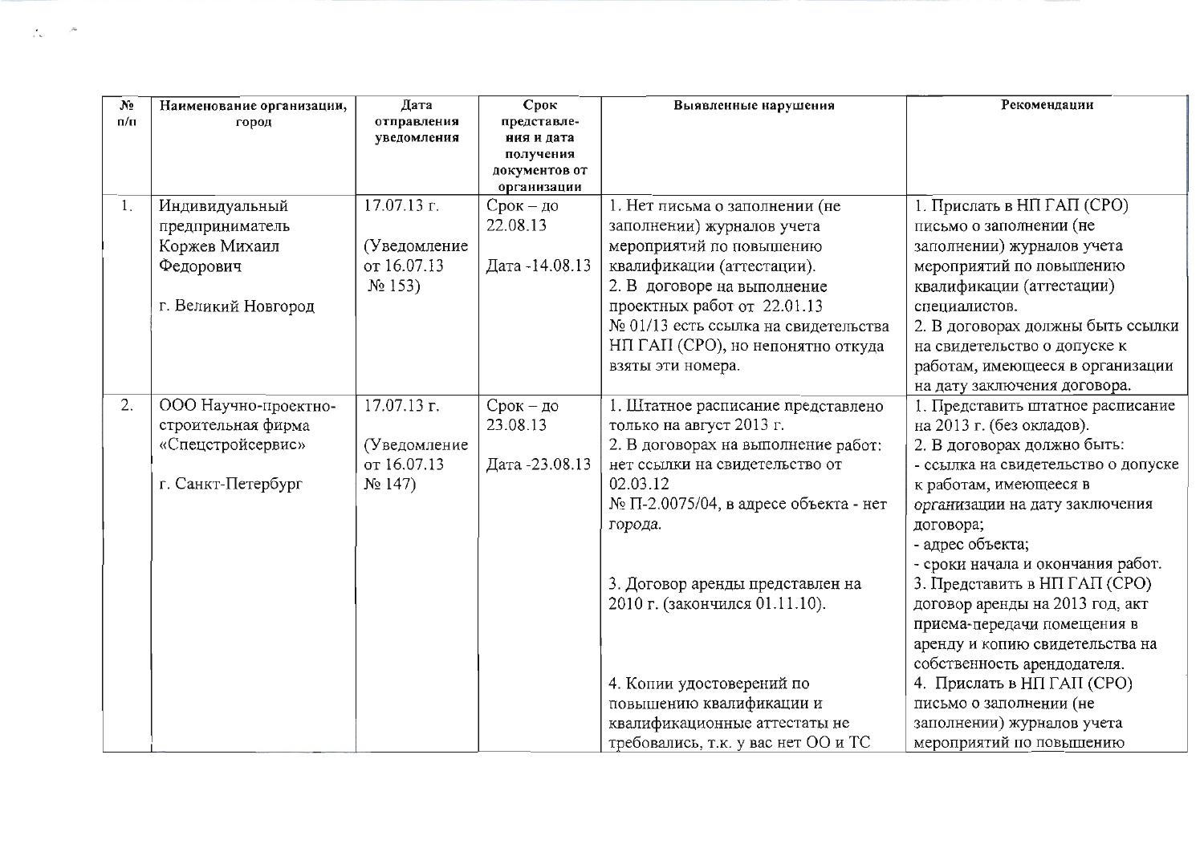| № п/п | Наименование организации, город | Дата отправления уведомления | Срок представления и дата получения документов от организации | Выявленные нарушения | Рекомендации |
|---|---|---|---|---|---|
| 1. | Индивидуальный предприниматель Коржев Михаил Федорович<br><br>г. Великий Новгород | 17.07.13 г.<br><br>(Уведомление от 16.07.13 № 153) | Срок – до 22.08.13<br><br>Дата -14.08.13 | 1. Нет письма о заполнении (не заполнении) журналов учета мероприятий по повышению квалификации (аттестации).<br>2. В договоре на выполнение проектных работ от 22.01.13 № 01/13 есть ссылка на свидетельства НП ГАП (СРО), но непонятно откуда взяты эти номера. | 1. Прислать в НП ГАП (СРО) письмо о заполнении (не заполнении) журналов учета мероприятий по повышению квалификации (аттестации) специалистов.<br>2. В договорах должны быть ссылки на свидетельство о допуске к работам, имеющееся в организации на дату заключения договора. |
| 2. | ООО Научно-проектно-строительная фирма «Спецстройсервис»<br><br>г. Санкт-Петербург | 17.07.13 г.<br><br>(Уведомление от 16.07.13 № 147) | Срок – до 23.08.13<br><br>Дата -23.08.13 | 1. Штатное расписание представлено только на август 2013 г.<br>2. В договорах на выполнение работ: нет ссылки на свидетельство от 02.03.12 № П-2.0075/04, в адресе объекта - нет города.<br><br>3. Договор аренды представлен на 2010 г. (закончился 01.11.10).<br><br>4. Копии удостоверений по повышению квалификации и квалификационные аттестаты не требовались, т.к. у вас нет ОО и ТС | 1. Представить штатное расписание на 2013 г. (без окладов).<br>2. В договорах должно быть:<br>- ссылка на свидетельство о допуске к работам, имеющееся в организации на дату заключения договора;<br>- адрес объекта;<br>- сроки начала и окончания работ.<br>3. Представить в НП ГАП (СРО) договор аренды на 2013 год, акт приема-передачи помещения в аренду и копию свидетельства на собственность арендодателя.<br>4. Прислать в НП ГАП (СРО) письмо о заполнении (не заполнении) журналов учета мероприятий по повышению |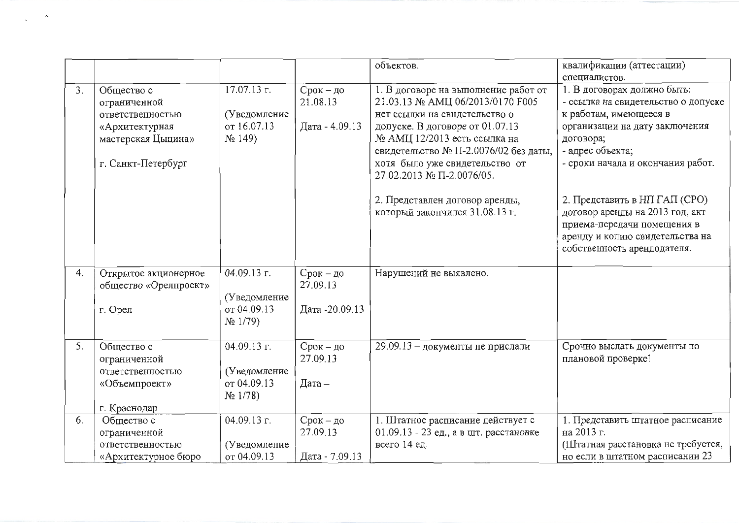| | | | | объектов. | квалификации (аттестации) специалистов. |
|---|---|---|---|---|---|
| 3. | Общество с ограниченной ответственностью «Архитектурная мастерская Цыцина»<br><br>г. Санкт-Петербург | 17.07.13 г.<br><br>(Уведомление от 16.07.13 № 149) | Срок – до 21.08.13<br><br>Дата - 4.09.13 | 1. В договоре на выполнение работ от 21.03.13 № АМЦ 06/2013/0170 F005 нет ссылки на свидетельство о допуске. В договоре от 01.07.13 № АМЦ 12/2013 есть ссылка на свидетельство № П-2.0076/02 без даты, хотя было уже свидетельство от 27.02.2013 № П-2.0076/05.<br><br>2. Представлен договор аренды, который закончился 31.08.13 г. | 1. В договорах должно быть:<br>- ссылка на свидетельство о допуске к работам, имеющееся в организации на дату заключения договора;<br>- адрес объекта;<br>- сроки начала и окончания работ.<br><br>2. Представить в НП ГАП (СРО) договор аренды на 2013 год, акт приема-передачи помещения в аренду и копию свидетельства на собственность арендодателя. |
| 4. | Открытое акционерное общество «Орелпроект»<br><br>г. Орел | 04.09.13 г.<br><br>(Уведомление от 04.09.13 № 1/79) | Срок – до 27.09.13<br><br>Дата -20.09.13 | Нарушений не выявлено. | |
| 5. | Общество с ограниченной ответственностью «Объемпроект»<br><br>г. Краснодар | 04.09.13 г.<br><br>(Уведомление от 04.09.13 № 1/78) | Срок – до 27.09.13<br><br>Дата – | 29.09.13 – документы не прислали | Срочно выслать документы по плановой проверке! |
| 6. | Общество с ограниченной ответственностью «Архитектурное бюро | 04.09.13 г.<br><br>(Уведомление от 04.09.13 | Срок – до 27.09.13<br><br>Дата - 7.09.13 | 1. Штатное расписание действует с 01.09.13 - 23 ед., а в шт. расстановке всего 14 ед. | 1. Представить штатное расписание на 2013 г.<br>(Штатная расстановка не требуется, но если в штатном расписании 23 |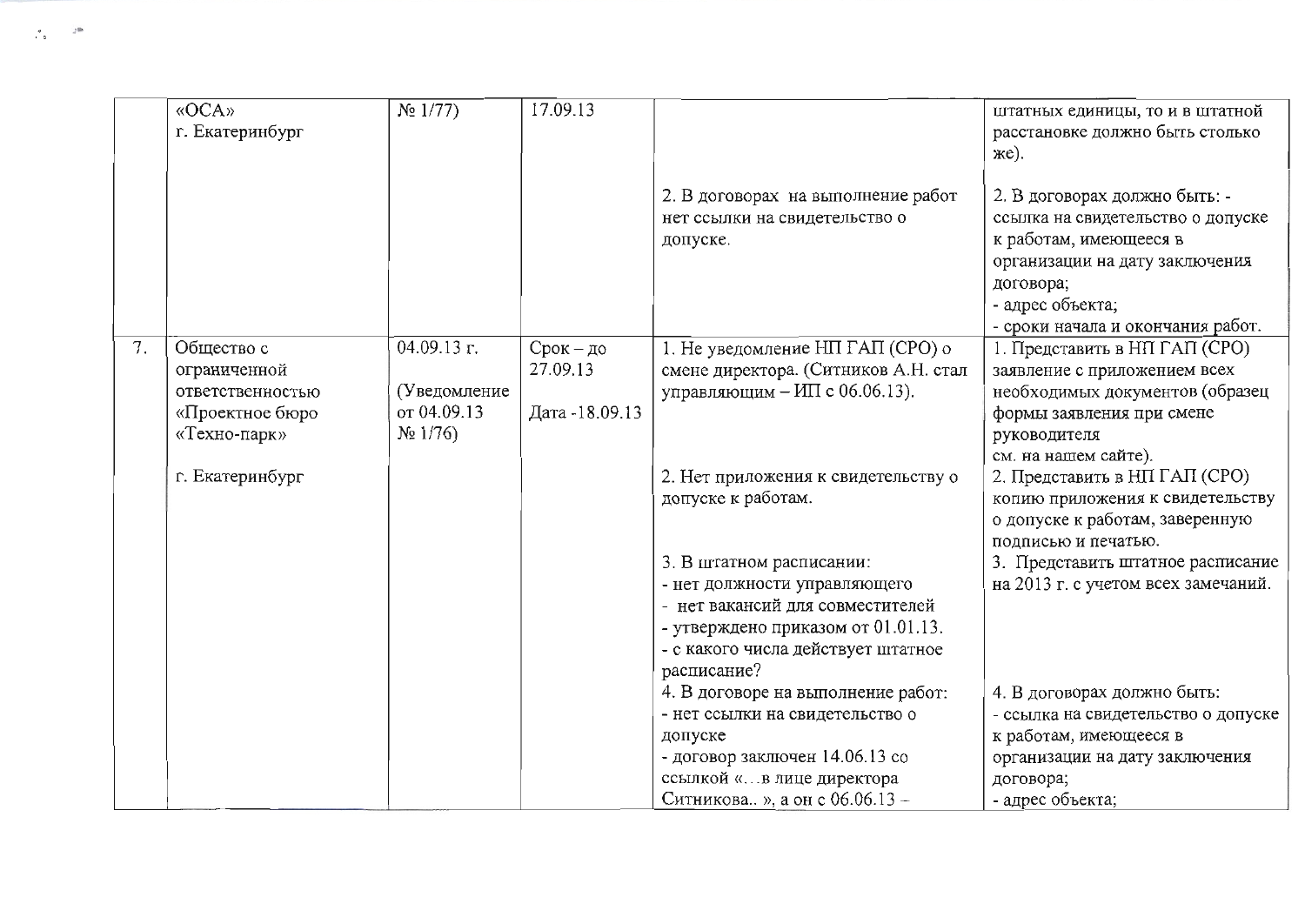| | | | | | |
|---|---|---|---|---|---|
| | «ОСА» г. Екатеринбург | № 1/77) | 17.09.13 | | штатных единицы, то и в штатной расстановке должно быть столько же). |
| | | | | 2. В договорах на выполнение работ нет ссылки на свидетельство о допуске. | 2. В договорах должно быть: - ссылка на свидетельство о допуске к работам, имеющееся в организации на дату заключения договора; - адрес объекта; - сроки начала и окончания работ. |
| 7. | Общество с ограниченной ответственностью «Проектное бюро «Техно-парк» г. Екатеринбург | 04.09.13 г. (Уведомление от 04.09.13 № 1/76) | Срок – до 27.09.13 Дата -18.09.13 | 1. Не уведомление НП ГАП (СРО) о смене директора. (Ситников А.Н. стал управляющим – ИП с 06.06.13). | 1. Представить в НП ГАП (СРО) заявление с приложением всех необходимых документов (образец формы заявления при смене руководителя см. на нашем сайте). |
| | | | | 2. Нет приложения к свидетельству о допуске к работам. | 2. Представить в НП ГАП (СРО) копию приложения к свидетельству о допуске к работам, заверенную подписью и печатью. |
| | | | | 3. В штатном расписании: - нет должности управляющего - нет вакансий для совместителей - утверждено приказом от 01.01.13. - с какого числа действует штатное расписание? | 3. Представить штатное расписание на 2013 г. с учетом всех замечаний. |
| | | | | 4. В договоре на выполнение работ: - нет ссылки на свидетельство о допуске - договор заключен 14.06.13 со ссылкой «…в лице директора Ситникова.. », а он с 06.06.13 – | 4. В договорах должно быть: - ссылка на свидетельство о допуске к работам, имеющееся в организации на дату заключения договора; - адрес объекта; |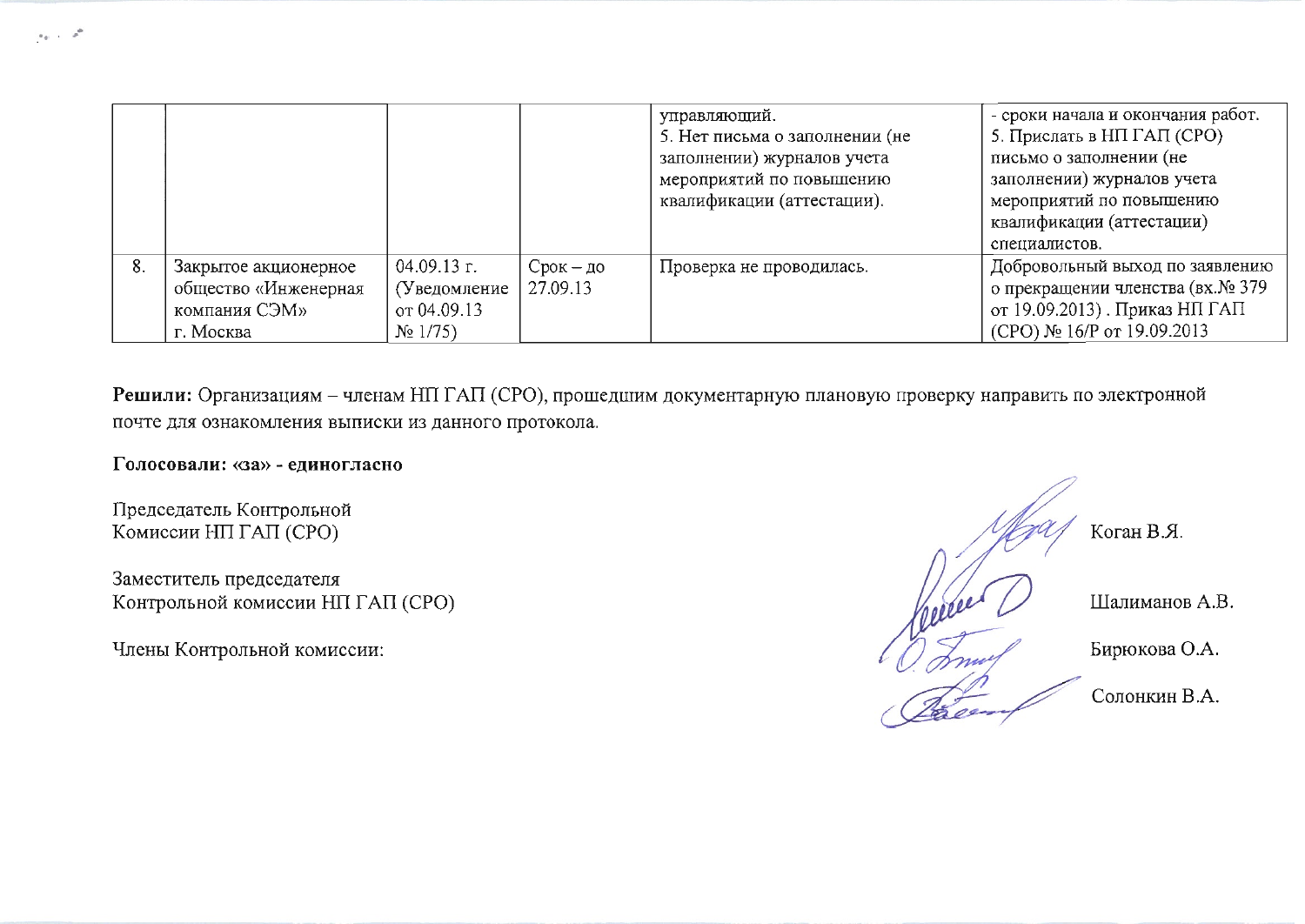| | | | | | |
|---|---|---|---|---|---|
| | | | | управляющий.<br>5. Нет письма о заполнении (не заполнении) журналов учета мероприятий по повышению квалификации (аттестации). | - сроки начала и окончания работ.<br>5. Прислать в НП ГАП (СРО) письмо о заполнении (не заполнении) журналов учета мероприятий по повышению квалификации (аттестации) специалистов. |
| 8. | Закрытое акционерное общество «Инженерная компания СЭМ» г. Москва | 04.09.13 г. (Уведомление от 04.09.13 № 1/75) | Срок – до 27.09.13 | Проверка не проводилась. | Добровольный выход по заявлению о прекращении членства (вх.№ 379 от 19.09.2013) . Приказ НП ГАП (СРО) № 16/Р от 19.09.2013 |

**Решили:** Организациям – членам НП ГАП (СРО), прошедшим документарную плановую проверку направить по электронной почте для ознакомления выписки из данного протокола.

**Голосовали: «за» - единогласно**

Председатель Контрольной Комиссии НП ГАП (СРО) — Коган В.Я.

Заместитель председателя Контрольной комиссии НП ГАП (СРО) — Шалиманов А.В.

Члены Контрольной комиссии: — Бирюкова О.А.

Солонкин В.А.